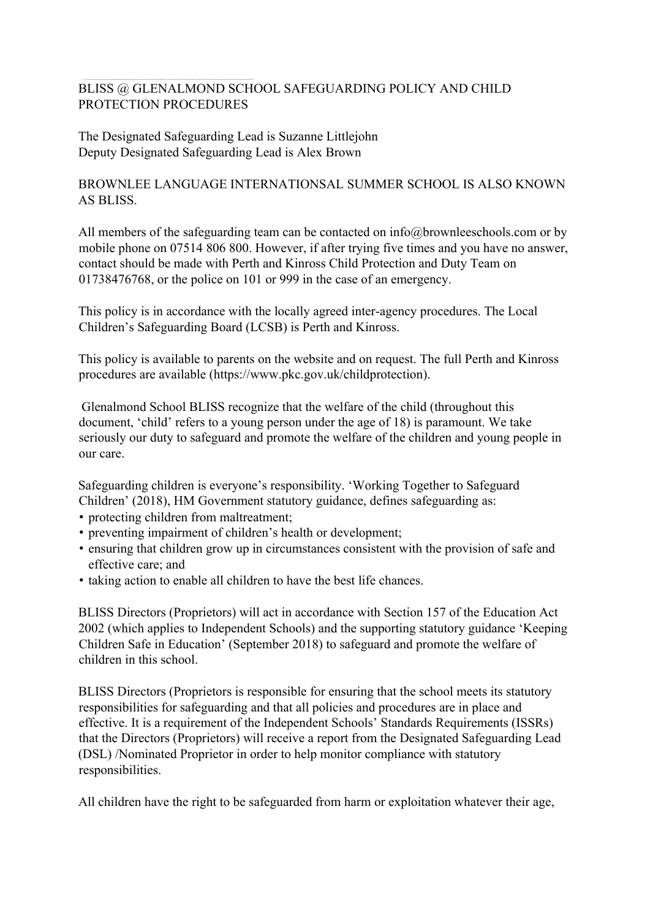# BLISS @ GLENALMOND SCHOOL SAFEGUARDING POLICY AND CHILD PROTECTION PROCEDURES

The Designated Safeguarding Lead is Suzanne Littlejohn
Deputy Designated Safeguarding Lead is Alex Brown

BROWNLEE LANGUAGE INTERNATIONSAL SUMMER SCHOOL IS ALSO KNOWN AS BLISS.

All members of the safeguarding team can be contacted on info@brownleeschools.com or by mobile phone on 07514 806 800. However, if after trying five times and you have no answer, contact should be made with Perth and Kinross Child Protection and Duty Team on 01738476768, or the police on 101 or 999 in the case of an emergency.

This policy is in accordance with the locally agreed inter-agency procedures. The Local Children's Safeguarding Board (LCSB) is Perth and Kinross.

This policy is available to parents on the website and on request. The full Perth and Kinross procedures are available (https://www.pkc.gov.uk/childprotection).

Glenalmond School BLISS recognize that the welfare of the child (throughout this document, 'child' refers to a young person under the age of 18) is paramount. We take seriously our duty to safeguard and promote the welfare of the children and young people in our care.

Safeguarding children is everyone's responsibility. 'Working Together to Safeguard Children' (2018), HM Government statutory guidance, defines safeguarding as:

- protecting children from maltreatment;
- preventing impairment of children's health or development;
- ensuring that children grow up in circumstances consistent with the provision of safe and effective care; and
- taking action to enable all children to have the best life chances.

BLISS Directors (Proprietors) will act in accordance with Section 157 of the Education Act 2002 (which applies to Independent Schools) and the supporting statutory guidance 'Keeping Children Safe in Education' (September 2018) to safeguard and promote the welfare of children in this school.

BLISS Directors (Proprietors is responsible for ensuring that the school meets its statutory responsibilities for safeguarding and that all policies and procedures are in place and effective. It is a requirement of the Independent Schools' Standards Requirements (ISSRs) that the Directors (Proprietors) will receive a report from the Designated Safeguarding Lead (DSL) /Nominated Proprietor in order to help monitor compliance with statutory responsibilities.

All children have the right to be safeguarded from harm or exploitation whatever their age,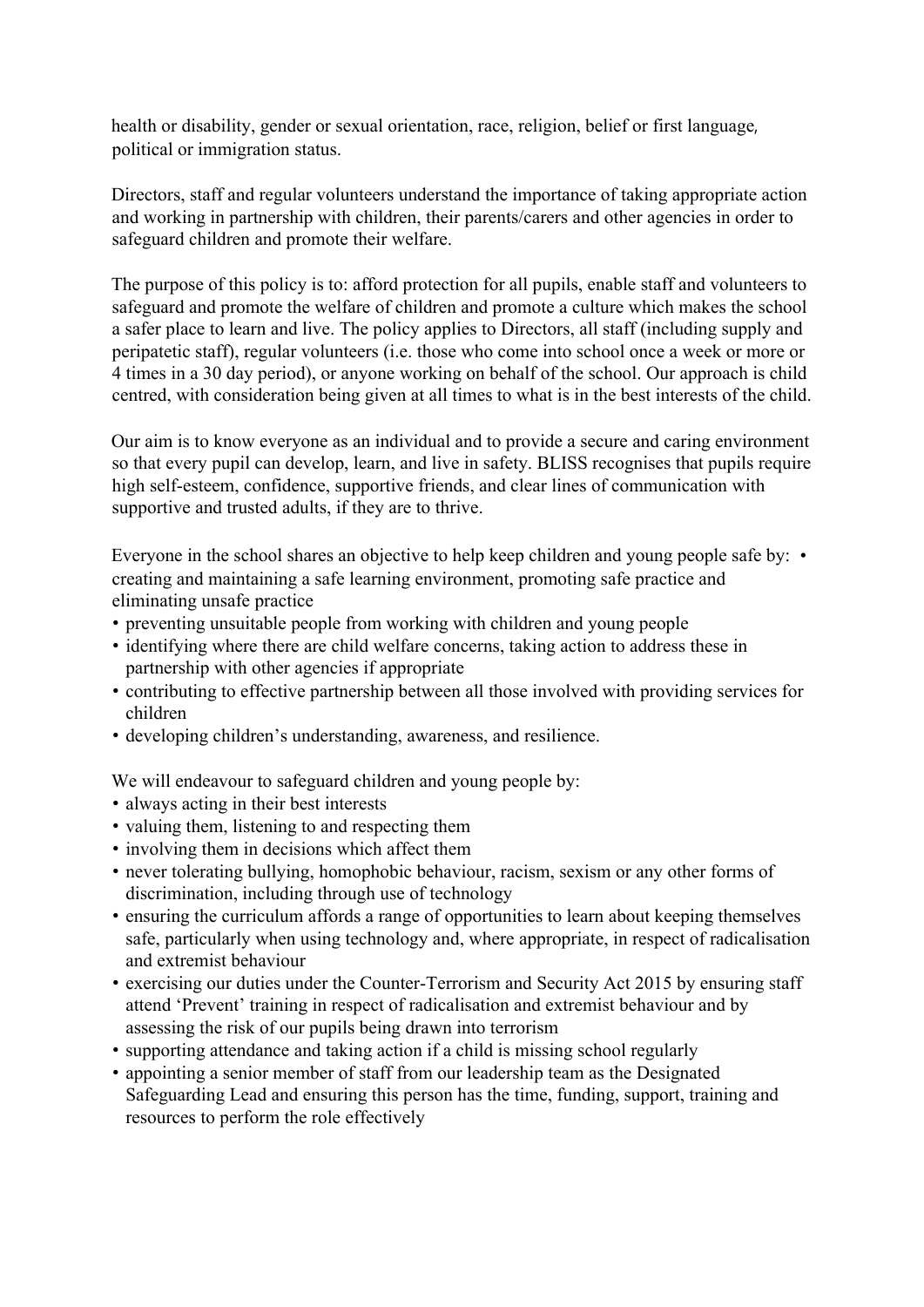health or disability, gender or sexual orientation, race, religion, belief or first language, political or immigration status.

Directors, staff and regular volunteers understand the importance of taking appropriate action and working in partnership with children, their parents/carers and other agencies in order to safeguard children and promote their welfare.

The purpose of this policy is to: afford protection for all pupils, enable staff and volunteers to safeguard and promote the welfare of children and promote a culture which makes the school a safer place to learn and live. The policy applies to Directors, all staff (including supply and peripatetic staff), regular volunteers (i.e. those who come into school once a week or more or 4 times in a 30 day period), or anyone working on behalf of the school. Our approach is child centred, with consideration being given at all times to what is in the best interests of the child.

Our aim is to know everyone as an individual and to provide a secure and caring environment so that every pupil can develop, learn, and live in safety. BLISS recognises that pupils require high self-esteem, confidence, supportive friends, and clear lines of communication with supportive and trusted adults, if they are to thrive.

Everyone in the school shares an objective to help keep children and young people safe by:

- creating and maintaining a safe learning environment, promoting safe practice and eliminating unsafe practice
- preventing unsuitable people from working with children and young people
- identifying where there are child welfare concerns, taking action to address these in partnership with other agencies if appropriate
- contributing to effective partnership between all those involved with providing services for children
- developing children's understanding, awareness, and resilience.

We will endeavour to safeguard children and young people by:

- always acting in their best interests
- valuing them, listening to and respecting them
- involving them in decisions which affect them
- never tolerating bullying, homophobic behaviour, racism, sexism or any other forms of discrimination, including through use of technology
- ensuring the curriculum affords a range of opportunities to learn about keeping themselves safe, particularly when using technology and, where appropriate, in respect of radicalisation and extremist behaviour
- exercising our duties under the Counter-Terrorism and Security Act 2015 by ensuring staff attend 'Prevent' training in respect of radicalisation and extremist behaviour and by assessing the risk of our pupils being drawn into terrorism
- supporting attendance and taking action if a child is missing school regularly
- appointing a senior member of staff from our leadership team as the Designated Safeguarding Lead and ensuring this person has the time, funding, support, training and resources to perform the role effectively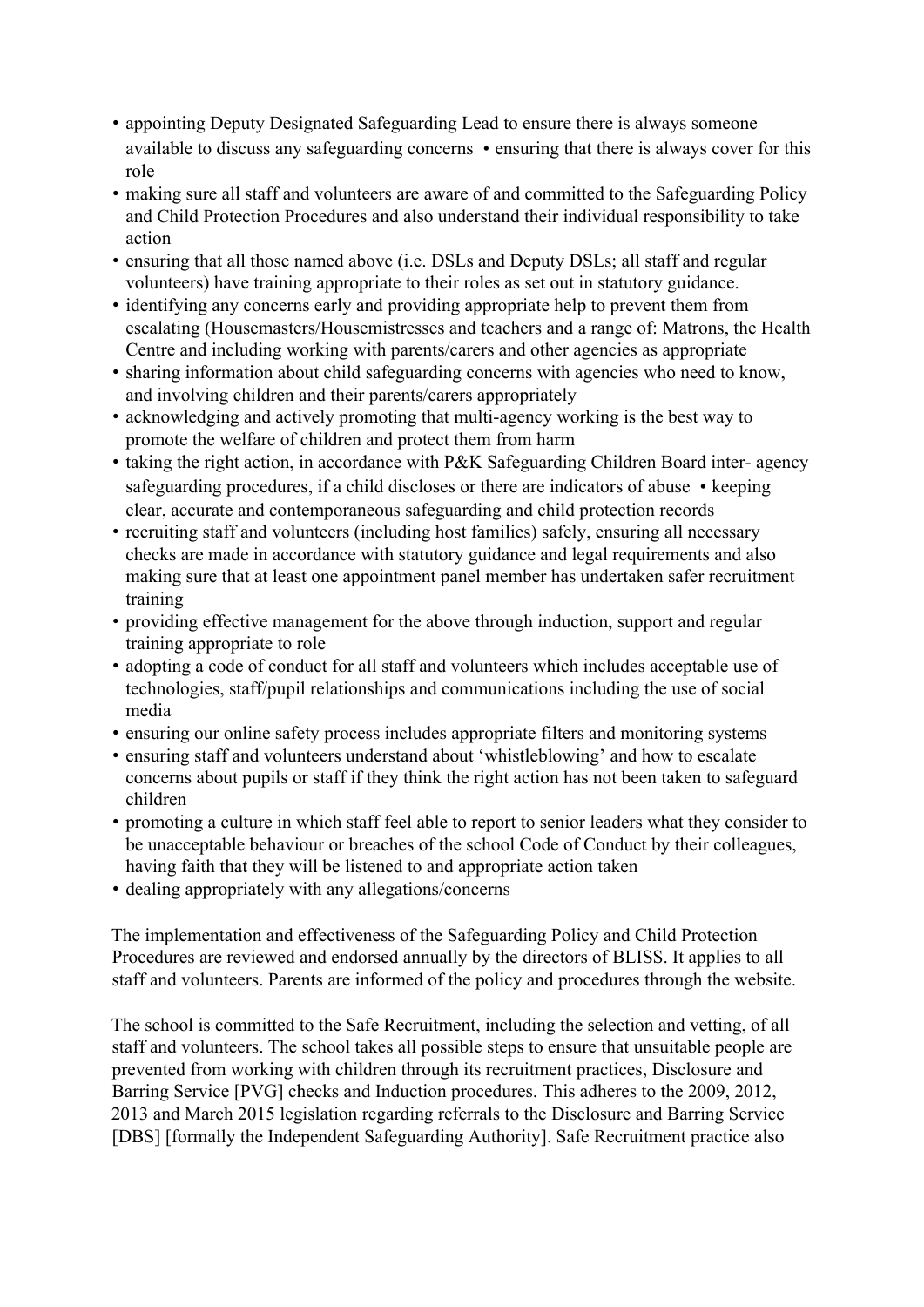- appointing Deputy Designated Safeguarding Lead to ensure there is always someone available to discuss any safeguarding concerns • ensuring that there is always cover for this role
- making sure all staff and volunteers are aware of and committed to the Safeguarding Policy and Child Protection Procedures and also understand their individual responsibility to take action
- ensuring that all those named above (i.e. DSLs and Deputy DSLs; all staff and regular volunteers) have training appropriate to their roles as set out in statutory guidance.
- identifying any concerns early and providing appropriate help to prevent them from escalating (Housemasters/Housemistresses and teachers and a range of: Matrons, the Health Centre and including working with parents/carers and other agencies as appropriate
- sharing information about child safeguarding concerns with agencies who need to know, and involving children and their parents/carers appropriately
- acknowledging and actively promoting that multi-agency working is the best way to promote the welfare of children and protect them from harm
- taking the right action, in accordance with P&K Safeguarding Children Board inter- agency safeguarding procedures, if a child discloses or there are indicators of abuse • keeping clear, accurate and contemporaneous safeguarding and child protection records
- recruiting staff and volunteers (including host families) safely, ensuring all necessary checks are made in accordance with statutory guidance and legal requirements and also making sure that at least one appointment panel member has undertaken safer recruitment training
- providing effective management for the above through induction, support and regular training appropriate to role
- adopting a code of conduct for all staff and volunteers which includes acceptable use of technologies, staff/pupil relationships and communications including the use of social media
- ensuring our online safety process includes appropriate filters and monitoring systems
- ensuring staff and volunteers understand about 'whistleblowing' and how to escalate concerns about pupils or staff if they think the right action has not been taken to safeguard children
- promoting a culture in which staff feel able to report to senior leaders what they consider to be unacceptable behaviour or breaches of the school Code of Conduct by their colleagues, having faith that they will be listened to and appropriate action taken
- dealing appropriately with any allegations/concerns

The implementation and effectiveness of the Safeguarding Policy and Child Protection Procedures are reviewed and endorsed annually by the directors of BLISS. It applies to all staff and volunteers. Parents are informed of the policy and procedures through the website.

The school is committed to the Safe Recruitment, including the selection and vetting, of all staff and volunteers. The school takes all possible steps to ensure that unsuitable people are prevented from working with children through its recruitment practices, Disclosure and Barring Service [PVG] checks and Induction procedures. This adheres to the 2009, 2012, 2013 and March 2015 legislation regarding referrals to the Disclosure and Barring Service [DBS] [formally the Independent Safeguarding Authority]. Safe Recruitment practice also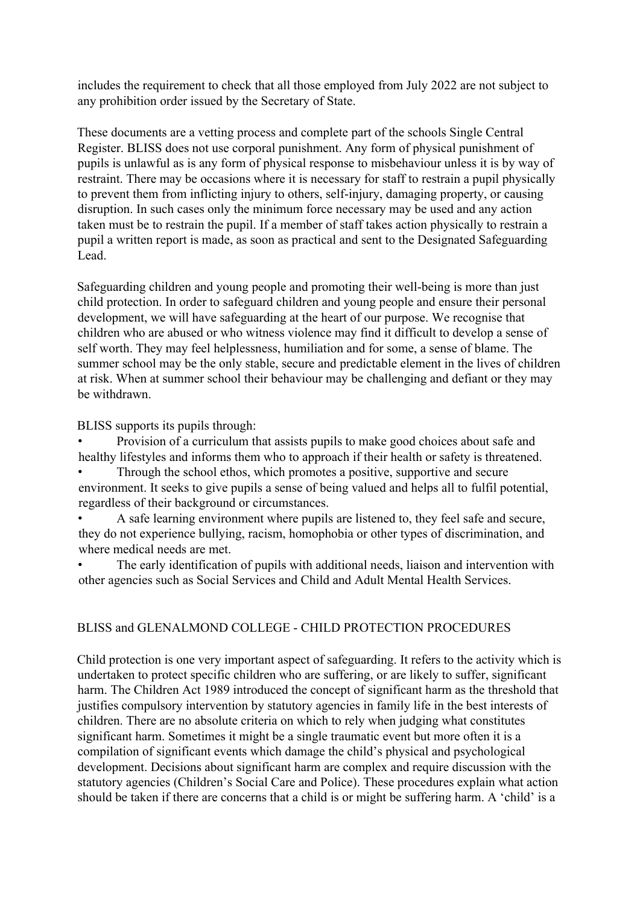includes the requirement to check that all those employed from July 2022 are not subject to any prohibition order issued by the Secretary of State.

These documents are a vetting process and complete part of the schools Single Central Register. BLISS does not use corporal punishment. Any form of physical punishment of pupils is unlawful as is any form of physical response to misbehaviour unless it is by way of restraint. There may be occasions where it is necessary for staff to restrain a pupil physically to prevent them from inflicting injury to others, self-injury, damaging property, or causing disruption. In such cases only the minimum force necessary may be used and any action taken must be to restrain the pupil. If a member of staff takes action physically to restrain a pupil a written report is made, as soon as practical and sent to the Designated Safeguarding Lead.

Safeguarding children and young people and promoting their well-being is more than just child protection. In order to safeguard children and young people and ensure their personal development, we will have safeguarding at the heart of our purpose. We recognise that children who are abused or who witness violence may find it difficult to develop a sense of self worth. They may feel helplessness, humiliation and for some, a sense of blame. The summer school may be the only stable, secure and predictable element in the lives of children at risk. When at summer school their behaviour may be challenging and defiant or they may be withdrawn.

BLISS supports its pupils through:

- Provision of a curriculum that assists pupils to make good choices about safe and healthy lifestyles and informs them who to approach if their health or safety is threatened.
- Through the school ethos, which promotes a positive, supportive and secure environment. It seeks to give pupils a sense of being valued and helps all to fulfil potential, regardless of their background or circumstances.
- A safe learning environment where pupils are listened to, they feel safe and secure, they do not experience bullying, racism, homophobia or other types of discrimination, and where medical needs are met.
- The early identification of pupils with additional needs, liaison and intervention with other agencies such as Social Services and Child and Adult Mental Health Services.

## BLISS and GLENALMOND COLLEGE - CHILD PROTECTION PROCEDURES

Child protection is one very important aspect of safeguarding. It refers to the activity which is undertaken to protect specific children who are suffering, or are likely to suffer, significant harm. The Children Act 1989 introduced the concept of significant harm as the threshold that justifies compulsory intervention by statutory agencies in family life in the best interests of children. There are no absolute criteria on which to rely when judging what constitutes significant harm. Sometimes it might be a single traumatic event but more often it is a compilation of significant events which damage the child's physical and psychological development. Decisions about significant harm are complex and require discussion with the statutory agencies (Children's Social Care and Police). These procedures explain what action should be taken if there are concerns that a child is or might be suffering harm. A 'child' is a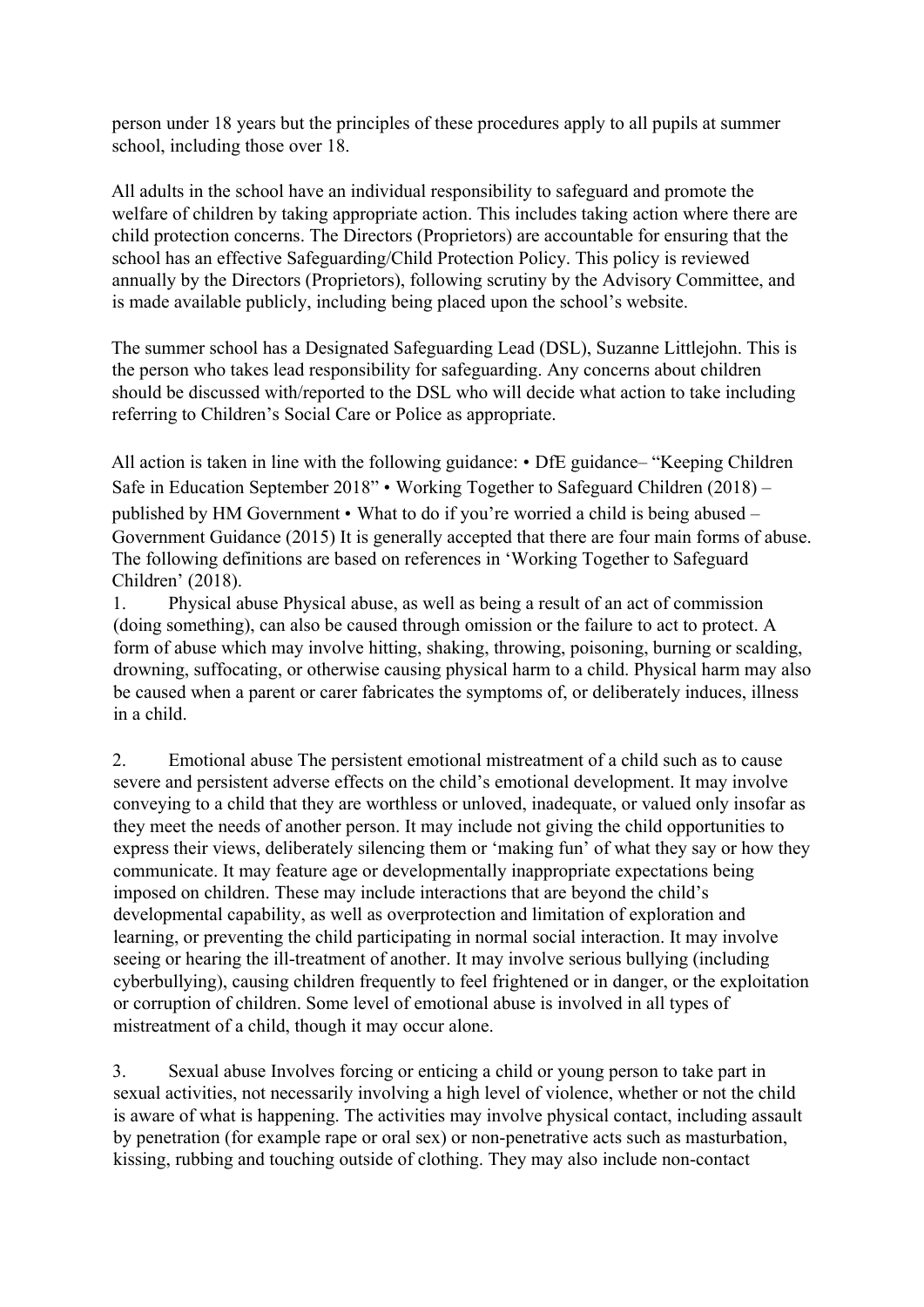person under 18 years but the principles of these procedures apply to all pupils at summer school, including those over 18.

All adults in the school have an individual responsibility to safeguard and promote the welfare of children by taking appropriate action. This includes taking action where there are child protection concerns. The Directors (Proprietors) are accountable for ensuring that the school has an effective Safeguarding/Child Protection Policy. This policy is reviewed annually by the Directors (Proprietors), following scrutiny by the Advisory Committee, and is made available publicly, including being placed upon the school's website.

The summer school has a Designated Safeguarding Lead (DSL), Suzanne Littlejohn. This is the person who takes lead responsibility for safeguarding. Any concerns about children should be discussed with/reported to the DSL who will decide what action to take including referring to Children's Social Care or Police as appropriate.

All action is taken in line with the following guidance: • DfE guidance– "Keeping Children Safe in Education September 2018" • Working Together to Safeguard Children (2018) – published by HM Government • What to do if you're worried a child is being abused – Government Guidance (2015) It is generally accepted that there are four main forms of abuse. The following definitions are based on references in 'Working Together to Safeguard Children' (2018).

1. Physical abuse Physical abuse, as well as being a result of an act of commission (doing something), can also be caused through omission or the failure to act to protect. A form of abuse which may involve hitting, shaking, throwing, poisoning, burning or scalding, drowning, suffocating, or otherwise causing physical harm to a child. Physical harm may also be caused when a parent or carer fabricates the symptoms of, or deliberately induces, illness in a child.

2. Emotional abuse The persistent emotional mistreatment of a child such as to cause severe and persistent adverse effects on the child's emotional development. It may involve conveying to a child that they are worthless or unloved, inadequate, or valued only insofar as they meet the needs of another person. It may include not giving the child opportunities to express their views, deliberately silencing them or 'making fun' of what they say or how they communicate. It may feature age or developmentally inappropriate expectations being imposed on children. These may include interactions that are beyond the child's developmental capability, as well as overprotection and limitation of exploration and learning, or preventing the child participating in normal social interaction. It may involve seeing or hearing the ill-treatment of another. It may involve serious bullying (including cyberbullying), causing children frequently to feel frightened or in danger, or the exploitation or corruption of children. Some level of emotional abuse is involved in all types of mistreatment of a child, though it may occur alone.

3. Sexual abuse Involves forcing or enticing a child or young person to take part in sexual activities, not necessarily involving a high level of violence, whether or not the child is aware of what is happening. The activities may involve physical contact, including assault by penetration (for example rape or oral sex) or non-penetrative acts such as masturbation, kissing, rubbing and touching outside of clothing. They may also include non-contact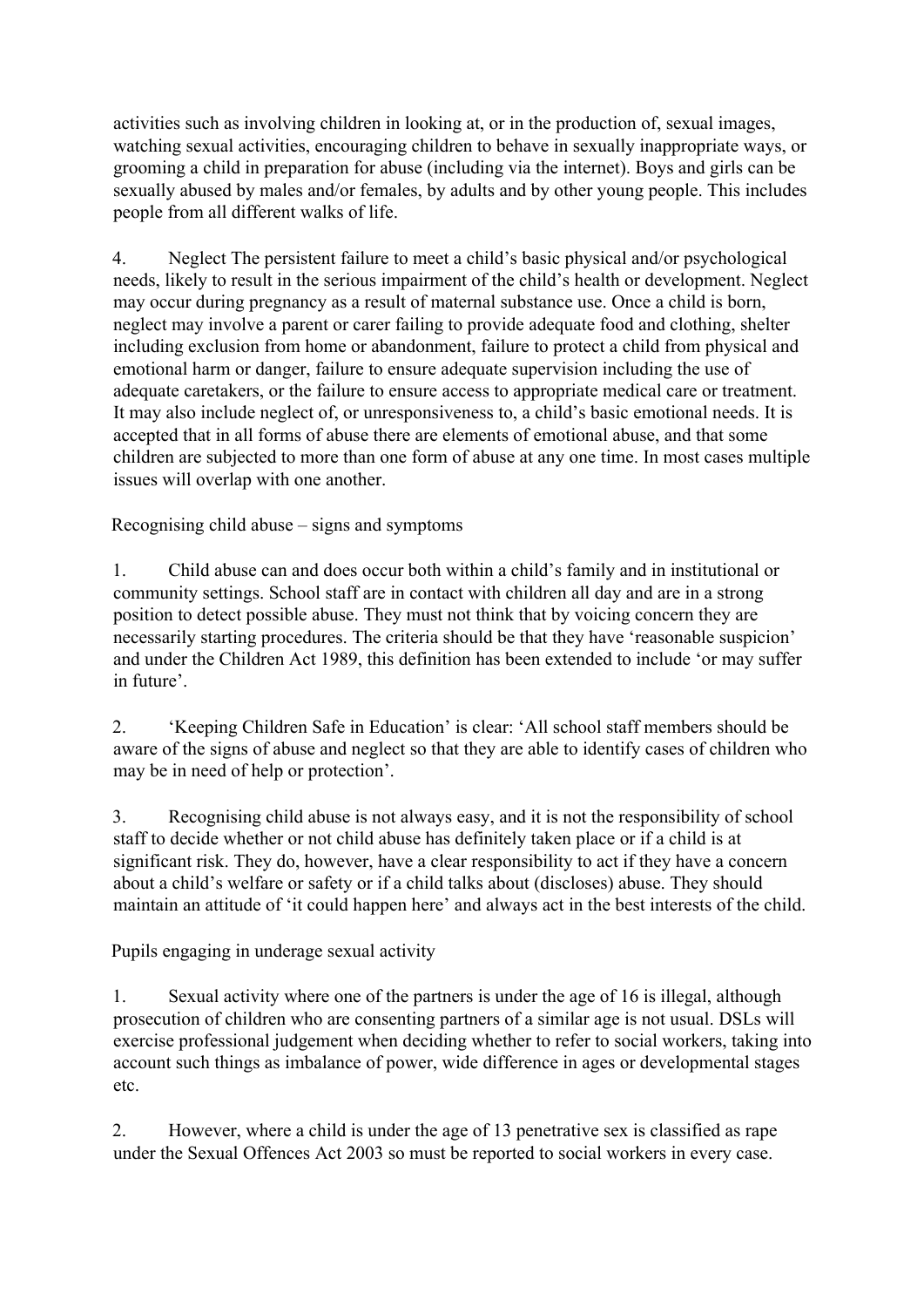activities such as involving children in looking at, or in the production of, sexual images, watching sexual activities, encouraging children to behave in sexually inappropriate ways, or grooming a child in preparation for abuse (including via the internet). Boys and girls can be sexually abused by males and/or females, by adults and by other young people. This includes people from all different walks of life.

4. Neglect The persistent failure to meet a child's basic physical and/or psychological needs, likely to result in the serious impairment of the child's health or development. Neglect may occur during pregnancy as a result of maternal substance use. Once a child is born, neglect may involve a parent or carer failing to provide adequate food and clothing, shelter including exclusion from home or abandonment, failure to protect a child from physical and emotional harm or danger, failure to ensure adequate supervision including the use of adequate caretakers, or the failure to ensure access to appropriate medical care or treatment. It may also include neglect of, or unresponsiveness to, a child's basic emotional needs. It is accepted that in all forms of abuse there are elements of emotional abuse, and that some children are subjected to more than one form of abuse at any one time. In most cases multiple issues will overlap with one another.

## Recognising child abuse – signs and symptoms

1. Child abuse can and does occur both within a child's family and in institutional or community settings. School staff are in contact with children all day and are in a strong position to detect possible abuse. They must not think that by voicing concern they are necessarily starting procedures. The criteria should be that they have 'reasonable suspicion' and under the Children Act 1989, this definition has been extended to include 'or may suffer in future'.

2. 'Keeping Children Safe in Education' is clear: 'All school staff members should be aware of the signs of abuse and neglect so that they are able to identify cases of children who may be in need of help or protection'.

3. Recognising child abuse is not always easy, and it is not the responsibility of school staff to decide whether or not child abuse has definitely taken place or if a child is at significant risk. They do, however, have a clear responsibility to act if they have a concern about a child's welfare or safety or if a child talks about (discloses) abuse. They should maintain an attitude of 'it could happen here' and always act in the best interests of the child.

## Pupils engaging in underage sexual activity

1. Sexual activity where one of the partners is under the age of 16 is illegal, although prosecution of children who are consenting partners of a similar age is not usual. DSLs will exercise professional judgement when deciding whether to refer to social workers, taking into account such things as imbalance of power, wide difference in ages or developmental stages etc.

2. However, where a child is under the age of 13 penetrative sex is classified as rape under the Sexual Offences Act 2003 so must be reported to social workers in every case.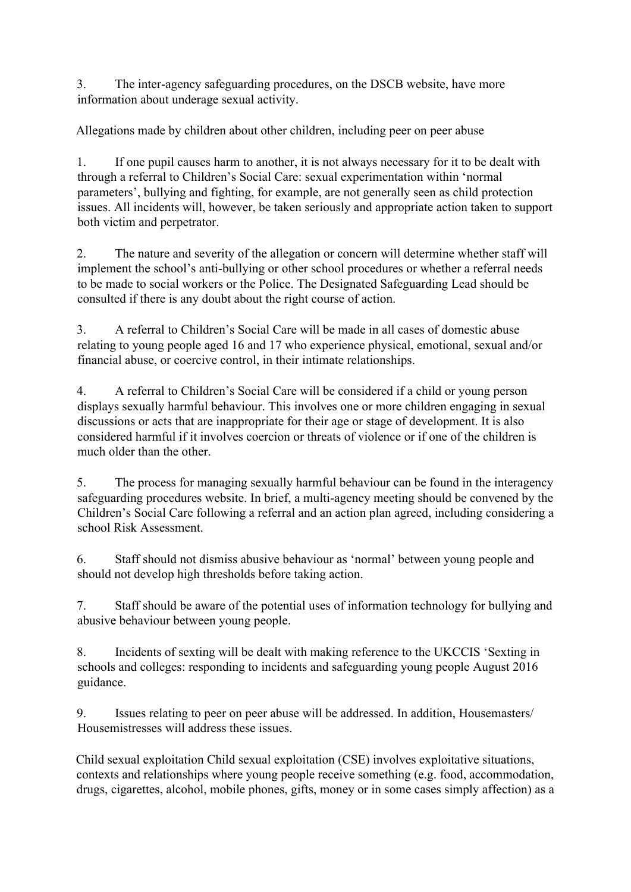3. The inter-agency safeguarding procedures, on the DSCB website, have more information about underage sexual activity.

## Allegations made by children about other children, including peer on peer abuse

1. If one pupil causes harm to another, it is not always necessary for it to be dealt with through a referral to Children's Social Care: sexual experimentation within 'normal parameters', bullying and fighting, for example, are not generally seen as child protection issues. All incidents will, however, be taken seriously and appropriate action taken to support both victim and perpetrator.

2. The nature and severity of the allegation or concern will determine whether staff will implement the school's anti-bullying or other school procedures or whether a referral needs to be made to social workers or the Police. The Designated Safeguarding Lead should be consulted if there is any doubt about the right course of action.

3. A referral to Children's Social Care will be made in all cases of domestic abuse relating to young people aged 16 and 17 who experience physical, emotional, sexual and/or financial abuse, or coercive control, in their intimate relationships.

4. A referral to Children's Social Care will be considered if a child or young person displays sexually harmful behaviour. This involves one or more children engaging in sexual discussions or acts that are inappropriate for their age or stage of development. It is also considered harmful if it involves coercion or threats of violence or if one of the children is much older than the other.

5. The process for managing sexually harmful behaviour can be found in the interagency safeguarding procedures website. In brief, a multi-agency meeting should be convened by the Children's Social Care following a referral and an action plan agreed, including considering a school Risk Assessment.

6. Staff should not dismiss abusive behaviour as 'normal' between young people and should not develop high thresholds before taking action.

7. Staff should be aware of the potential uses of information technology for bullying and abusive behaviour between young people.

8. Incidents of sexting will be dealt with making reference to the UKCCIS 'Sexting in schools and colleges: responding to incidents and safeguarding young people August 2016 guidance.

9. Issues relating to peer on peer abuse will be addressed. In addition, Housemasters/ Housemistresses will address these issues.

Child sexual exploitation Child sexual exploitation (CSE) involves exploitative situations, contexts and relationships where young people receive something (e.g. food, accommodation, drugs, cigarettes, alcohol, mobile phones, gifts, money or in some cases simply affection) as a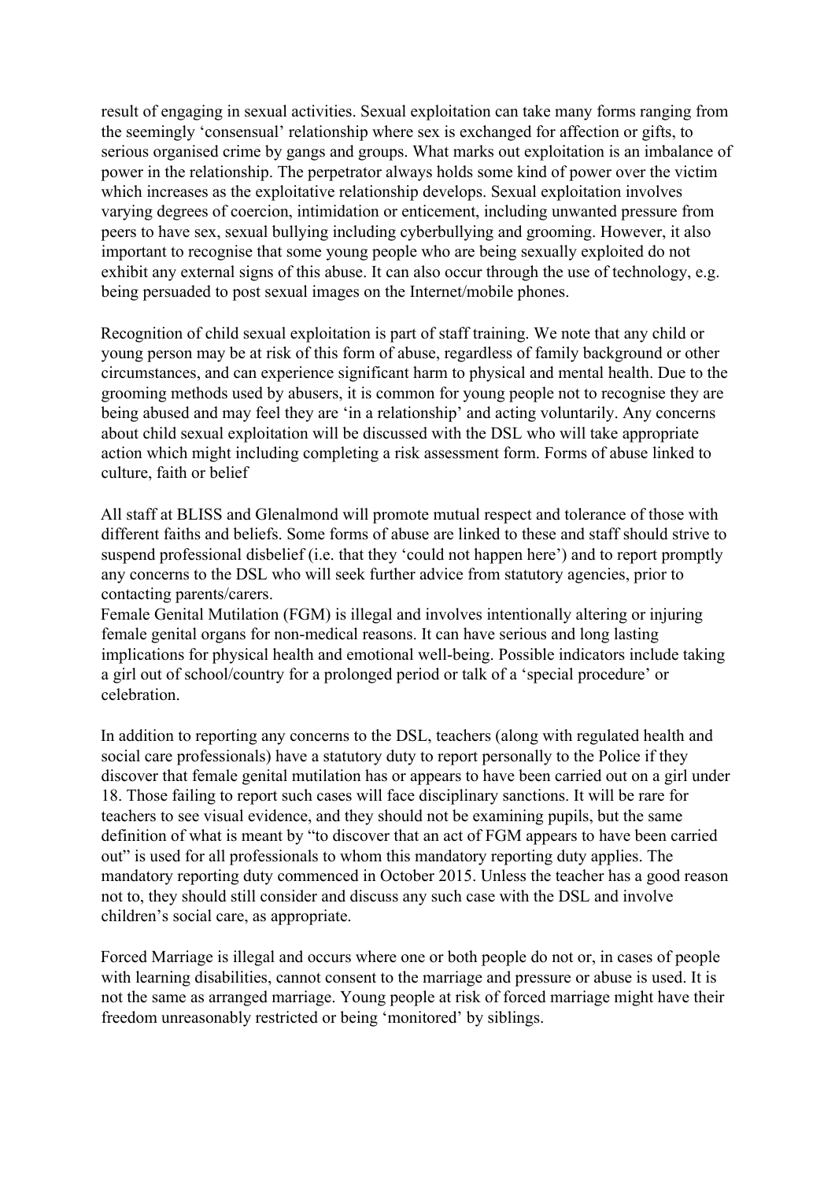result of engaging in sexual activities. Sexual exploitation can take many forms ranging from the seemingly 'consensual' relationship where sex is exchanged for affection or gifts, to serious organised crime by gangs and groups. What marks out exploitation is an imbalance of power in the relationship. The perpetrator always holds some kind of power over the victim which increases as the exploitative relationship develops. Sexual exploitation involves varying degrees of coercion, intimidation or enticement, including unwanted pressure from peers to have sex, sexual bullying including cyberbullying and grooming. However, it also important to recognise that some young people who are being sexually exploited do not exhibit any external signs of this abuse. It can also occur through the use of technology, e.g. being persuaded to post sexual images on the Internet/mobile phones.

Recognition of child sexual exploitation is part of staff training. We note that any child or young person may be at risk of this form of abuse, regardless of family background or other circumstances, and can experience significant harm to physical and mental health. Due to the grooming methods used by abusers, it is common for young people not to recognise they are being abused and may feel they are 'in a relationship' and acting voluntarily. Any concerns about child sexual exploitation will be discussed with the DSL who will take appropriate action which might including completing a risk assessment form. Forms of abuse linked to culture, faith or belief

All staff at BLISS and Glenalmond will promote mutual respect and tolerance of those with different faiths and beliefs. Some forms of abuse are linked to these and staff should strive to suspend professional disbelief (i.e. that they 'could not happen here') and to report promptly any concerns to the DSL who will seek further advice from statutory agencies, prior to contacting parents/carers.

Female Genital Mutilation (FGM) is illegal and involves intentionally altering or injuring female genital organs for non-medical reasons. It can have serious and long lasting implications for physical health and emotional well-being. Possible indicators include taking a girl out of school/country for a prolonged period or talk of a 'special procedure' or celebration.

In addition to reporting any concerns to the DSL, teachers (along with regulated health and social care professionals) have a statutory duty to report personally to the Police if they discover that female genital mutilation has or appears to have been carried out on a girl under 18. Those failing to report such cases will face disciplinary sanctions. It will be rare for teachers to see visual evidence, and they should not be examining pupils, but the same definition of what is meant by "to discover that an act of FGM appears to have been carried out" is used for all professionals to whom this mandatory reporting duty applies. The mandatory reporting duty commenced in October 2015. Unless the teacher has a good reason not to, they should still consider and discuss any such case with the DSL and involve children's social care, as appropriate.

Forced Marriage is illegal and occurs where one or both people do not or, in cases of people with learning disabilities, cannot consent to the marriage and pressure or abuse is used. It is not the same as arranged marriage. Young people at risk of forced marriage might have their freedom unreasonably restricted or being 'monitored' by siblings.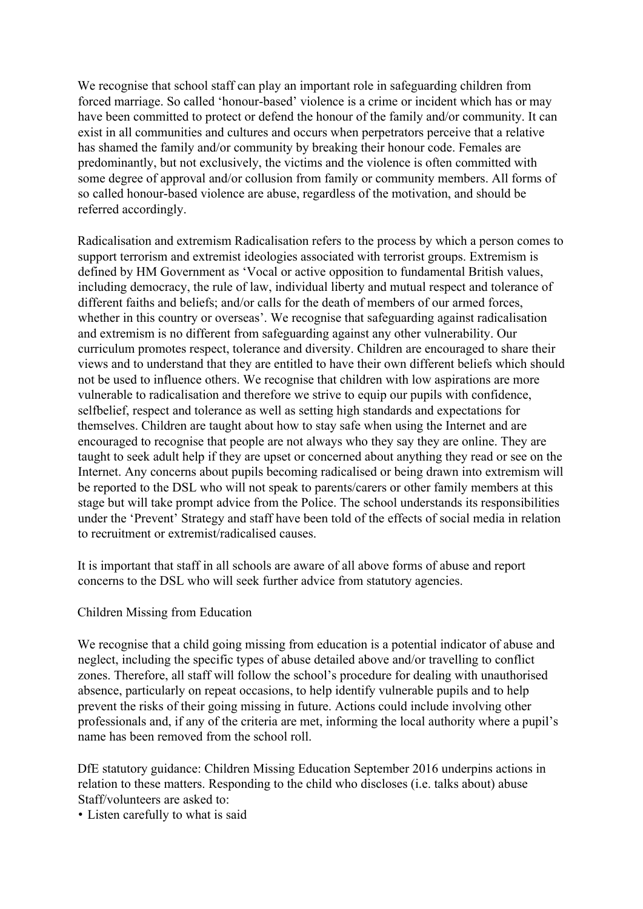We recognise that school staff can play an important role in safeguarding children from forced marriage. So called 'honour-based' violence is a crime or incident which has or may have been committed to protect or defend the honour of the family and/or community. It can exist in all communities and cultures and occurs when perpetrators perceive that a relative has shamed the family and/or community by breaking their honour code. Females are predominantly, but not exclusively, the victims and the violence is often committed with some degree of approval and/or collusion from family or community members. All forms of so called honour-based violence are abuse, regardless of the motivation, and should be referred accordingly.

Radicalisation and extremism Radicalisation refers to the process by which a person comes to support terrorism and extremist ideologies associated with terrorist groups. Extremism is defined by HM Government as 'Vocal or active opposition to fundamental British values, including democracy, the rule of law, individual liberty and mutual respect and tolerance of different faiths and beliefs; and/or calls for the death of members of our armed forces, whether in this country or overseas'. We recognise that safeguarding against radicalisation and extremism is no different from safeguarding against any other vulnerability. Our curriculum promotes respect, tolerance and diversity. Children are encouraged to share their views and to understand that they are entitled to have their own different beliefs which should not be used to influence others. We recognise that children with low aspirations are more vulnerable to radicalisation and therefore we strive to equip our pupils with confidence, selfbelief, respect and tolerance as well as setting high standards and expectations for themselves. Children are taught about how to stay safe when using the Internet and are encouraged to recognise that people are not always who they say they are online. They are taught to seek adult help if they are upset or concerned about anything they read or see on the Internet. Any concerns about pupils becoming radicalised or being drawn into extremism will be reported to the DSL who will not speak to parents/carers or other family members at this stage but will take prompt advice from the Police. The school understands its responsibilities under the 'Prevent' Strategy and staff have been told of the effects of social media in relation to recruitment or extremist/radicalised causes.

It is important that staff in all schools are aware of all above forms of abuse and report concerns to the DSL who will seek further advice from statutory agencies.

Children Missing from Education

We recognise that a child going missing from education is a potential indicator of abuse and neglect, including the specific types of abuse detailed above and/or travelling to conflict zones. Therefore, all staff will follow the school's procedure for dealing with unauthorised absence, particularly on repeat occasions, to help identify vulnerable pupils and to help prevent the risks of their going missing in future. Actions could include involving other professionals and, if any of the criteria are met, informing the local authority where a pupil's name has been removed from the school roll.

DfE statutory guidance: Children Missing Education September 2016 underpins actions in relation to these matters. Responding to the child who discloses (i.e. talks about) abuse Staff/volunteers are asked to:

- Listen carefully to what is said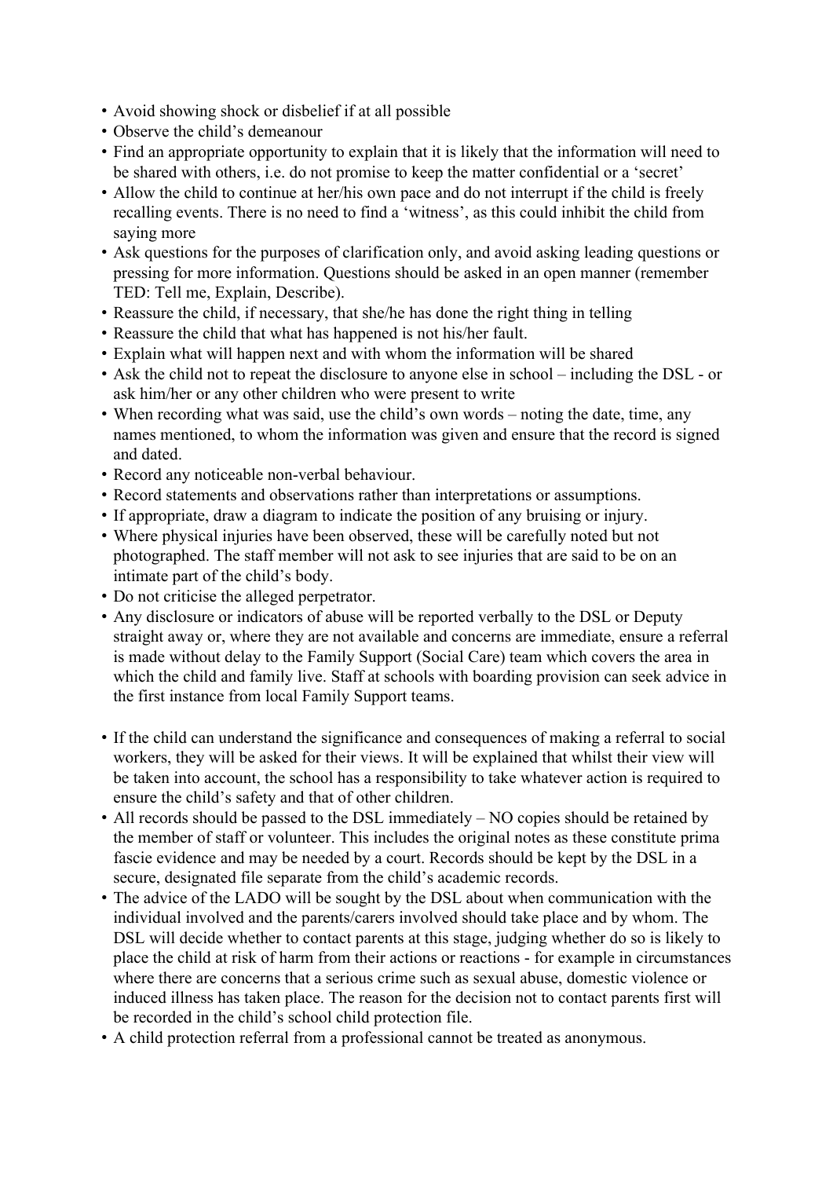- Avoid showing shock or disbelief if at all possible
- Observe the child's demeanour
- Find an appropriate opportunity to explain that it is likely that the information will need to be shared with others, i.e. do not promise to keep the matter confidential or a 'secret'
- Allow the child to continue at her/his own pace and do not interrupt if the child is freely recalling events. There is no need to find a 'witness', as this could inhibit the child from saying more
- Ask questions for the purposes of clarification only, and avoid asking leading questions or pressing for more information. Questions should be asked in an open manner (remember TED: Tell me, Explain, Describe).
- Reassure the child, if necessary, that she/he has done the right thing in telling
- Reassure the child that what has happened is not his/her fault.
- Explain what will happen next and with whom the information will be shared
- Ask the child not to repeat the disclosure to anyone else in school – including the DSL - or ask him/her or any other children who were present to write
- When recording what was said, use the child's own words – noting the date, time, any names mentioned, to whom the information was given and ensure that the record is signed and dated.
- Record any noticeable non-verbal behaviour.
- Record statements and observations rather than interpretations or assumptions.
- If appropriate, draw a diagram to indicate the position of any bruising or injury.
- Where physical injuries have been observed, these will be carefully noted but not photographed. The staff member will not ask to see injuries that are said to be on an intimate part of the child's body.
- Do not criticise the alleged perpetrator.
- Any disclosure or indicators of abuse will be reported verbally to the DSL or Deputy straight away or, where they are not available and concerns are immediate, ensure a referral is made without delay to the Family Support (Social Care) team which covers the area in which the child and family live. Staff at schools with boarding provision can seek advice in the first instance from local Family Support teams.

- If the child can understand the significance and consequences of making a referral to social workers, they will be asked for their views. It will be explained that whilst their view will be taken into account, the school has a responsibility to take whatever action is required to ensure the child's safety and that of other children.
- All records should be passed to the DSL immediately – NO copies should be retained by the member of staff or volunteer. This includes the original notes as these constitute prima fascie evidence and may be needed by a court. Records should be kept by the DSL in a secure, designated file separate from the child's academic records.
- The advice of the LADO will be sought by the DSL about when communication with the individual involved and the parents/carers involved should take place and by whom. The DSL will decide whether to contact parents at this stage, judging whether do so is likely to place the child at risk of harm from their actions or reactions - for example in circumstances where there are concerns that a serious crime such as sexual abuse, domestic violence or induced illness has taken place. The reason for the decision not to contact parents first will be recorded in the child's school child protection file.
- A child protection referral from a professional cannot be treated as anonymous.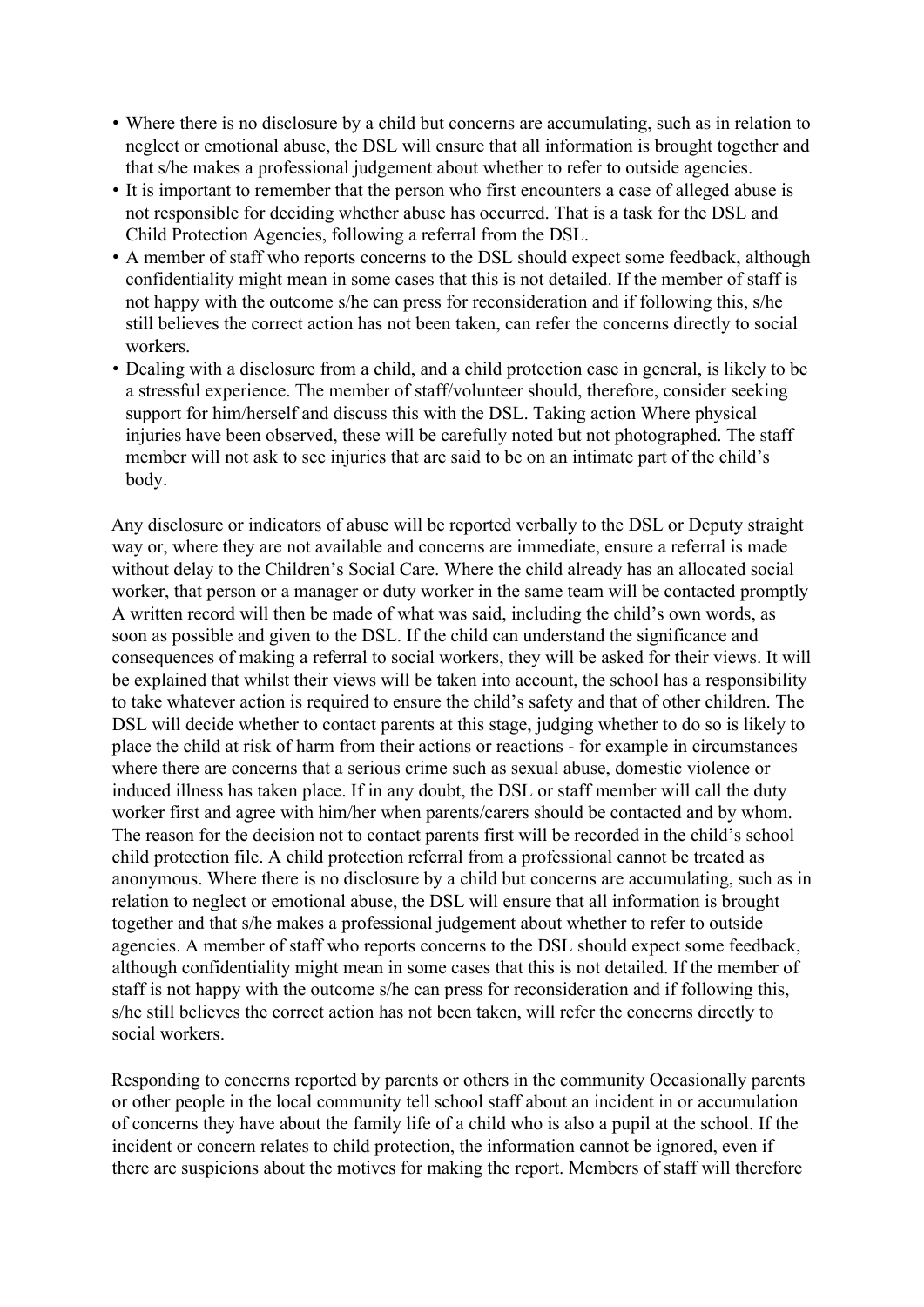- Where there is no disclosure by a child but concerns are accumulating, such as in relation to neglect or emotional abuse, the DSL will ensure that all information is brought together and that s/he makes a professional judgement about whether to refer to outside agencies.
- It is important to remember that the person who first encounters a case of alleged abuse is not responsible for deciding whether abuse has occurred. That is a task for the DSL and Child Protection Agencies, following a referral from the DSL.
- A member of staff who reports concerns to the DSL should expect some feedback, although confidentiality might mean in some cases that this is not detailed. If the member of staff is not happy with the outcome s/he can press for reconsideration and if following this, s/he still believes the correct action has not been taken, can refer the concerns directly to social workers.
- Dealing with a disclosure from a child, and a child protection case in general, is likely to be a stressful experience. The member of staff/volunteer should, therefore, consider seeking support for him/herself and discuss this with the DSL. Taking action Where physical injuries have been observed, these will be carefully noted but not photographed. The staff member will not ask to see injuries that are said to be on an intimate part of the child's body.

Any disclosure or indicators of abuse will be reported verbally to the DSL or Deputy straight way or, where they are not available and concerns are immediate, ensure a referral is made without delay to the Children's Social Care. Where the child already has an allocated social worker, that person or a manager or duty worker in the same team will be contacted promptly A written record will then be made of what was said, including the child's own words, as soon as possible and given to the DSL. If the child can understand the significance and consequences of making a referral to social workers, they will be asked for their views. It will be explained that whilst their views will be taken into account, the school has a responsibility to take whatever action is required to ensure the child's safety and that of other children. The DSL will decide whether to contact parents at this stage, judging whether to do so is likely to place the child at risk of harm from their actions or reactions - for example in circumstances where there are concerns that a serious crime such as sexual abuse, domestic violence or induced illness has taken place. If in any doubt, the DSL or staff member will call the duty worker first and agree with him/her when parents/carers should be contacted and by whom. The reason for the decision not to contact parents first will be recorded in the child's school child protection file. A child protection referral from a professional cannot be treated as anonymous. Where there is no disclosure by a child but concerns are accumulating, such as in relation to neglect or emotional abuse, the DSL will ensure that all information is brought together and that s/he makes a professional judgement about whether to refer to outside agencies. A member of staff who reports concerns to the DSL should expect some feedback, although confidentiality might mean in some cases that this is not detailed. If the member of staff is not happy with the outcome s/he can press for reconsideration and if following this, s/he still believes the correct action has not been taken, will refer the concerns directly to social workers.

Responding to concerns reported by parents or others in the community Occasionally parents or other people in the local community tell school staff about an incident in or accumulation of concerns they have about the family life of a child who is also a pupil at the school. If the incident or concern relates to child protection, the information cannot be ignored, even if there are suspicions about the motives for making the report. Members of staff will therefore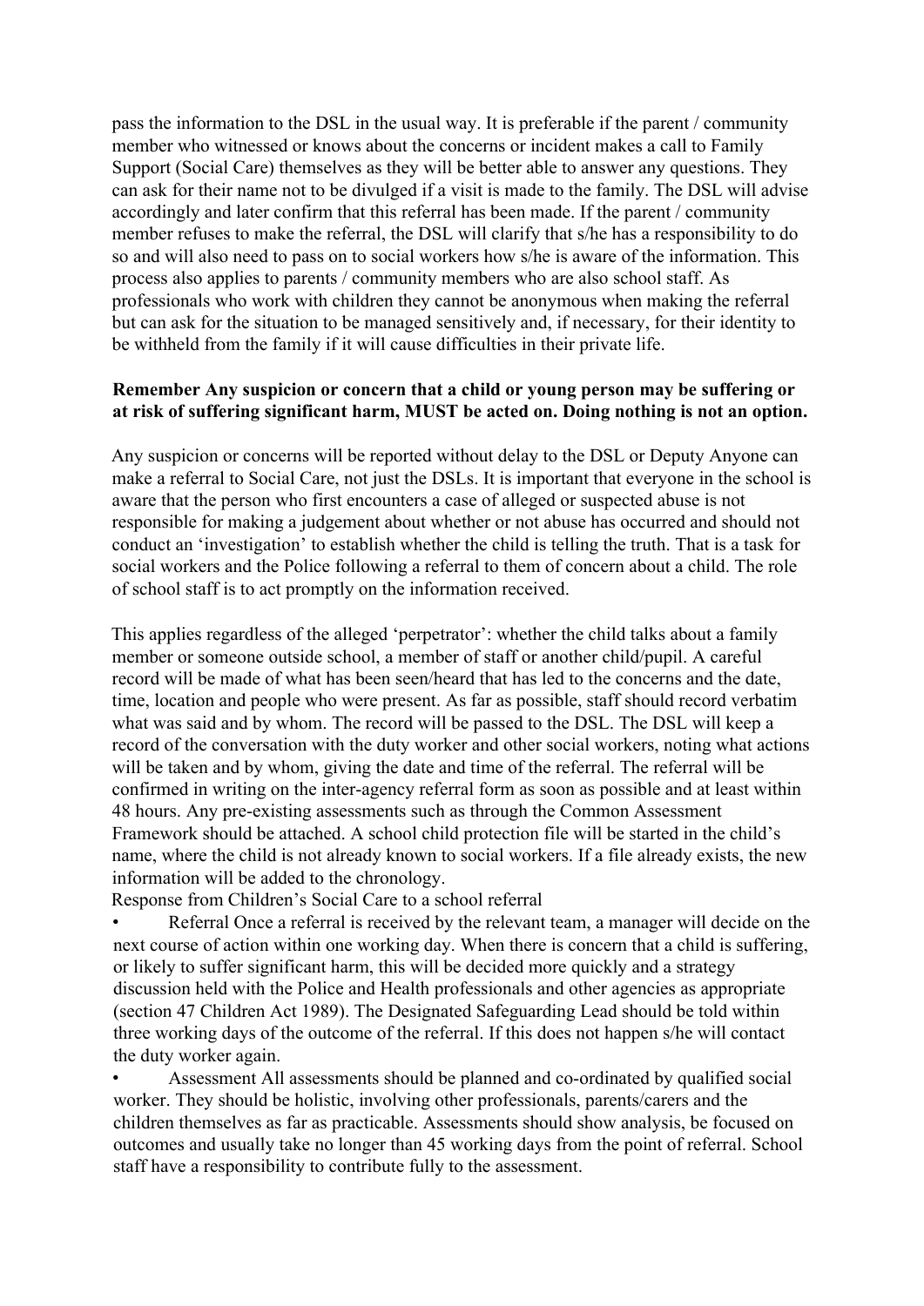pass the information to the DSL in the usual way. It is preferable if the parent / community member who witnessed or knows about the concerns or incident makes a call to Family Support (Social Care) themselves as they will be better able to answer any questions. They can ask for their name not to be divulged if a visit is made to the family. The DSL will advise accordingly and later confirm that this referral has been made. If the parent / community member refuses to make the referral, the DSL will clarify that s/he has a responsibility to do so and will also need to pass on to social workers how s/he is aware of the information. This process also applies to parents / community members who are also school staff. As professionals who work with children they cannot be anonymous when making the referral but can ask for the situation to be managed sensitively and, if necessary, for their identity to be withheld from the family if it will cause difficulties in their private life.

**Remember Any suspicion or concern that a child or young person may be suffering or at risk of suffering significant harm, MUST be acted on. Doing nothing is not an option.**

Any suspicion or concerns will be reported without delay to the DSL or Deputy Anyone can make a referral to Social Care, not just the DSLs. It is important that everyone in the school is aware that the person who first encounters a case of alleged or suspected abuse is not responsible for making a judgement about whether or not abuse has occurred and should not conduct an 'investigation' to establish whether the child is telling the truth. That is a task for social workers and the Police following a referral to them of concern about a child. The role of school staff is to act promptly on the information received.

This applies regardless of the alleged 'perpetrator': whether the child talks about a family member or someone outside school, a member of staff or another child/pupil. A careful record will be made of what has been seen/heard that has led to the concerns and the date, time, location and people who were present. As far as possible, staff should record verbatim what was said and by whom. The record will be passed to the DSL. The DSL will keep a record of the conversation with the duty worker and other social workers, noting what actions will be taken and by whom, giving the date and time of the referral. The referral will be confirmed in writing on the inter-agency referral form as soon as possible and at least within 48 hours. Any pre-existing assessments such as through the Common Assessment Framework should be attached. A school child protection file will be started in the child's name, where the child is not already known to social workers. If a file already exists, the new information will be added to the chronology.

Response from Children's Social Care to a school referral

- Referral Once a referral is received by the relevant team, a manager will decide on the next course of action within one working day. When there is concern that a child is suffering, or likely to suffer significant harm, this will be decided more quickly and a strategy discussion held with the Police and Health professionals and other agencies as appropriate (section 47 Children Act 1989). The Designated Safeguarding Lead should be told within three working days of the outcome of the referral. If this does not happen s/he will contact the duty worker again.
- Assessment All assessments should be planned and co-ordinated by qualified social worker. They should be holistic, involving other professionals, parents/carers and the children themselves as far as practicable. Assessments should show analysis, be focused on outcomes and usually take no longer than 45 working days from the point of referral. School staff have a responsibility to contribute fully to the assessment.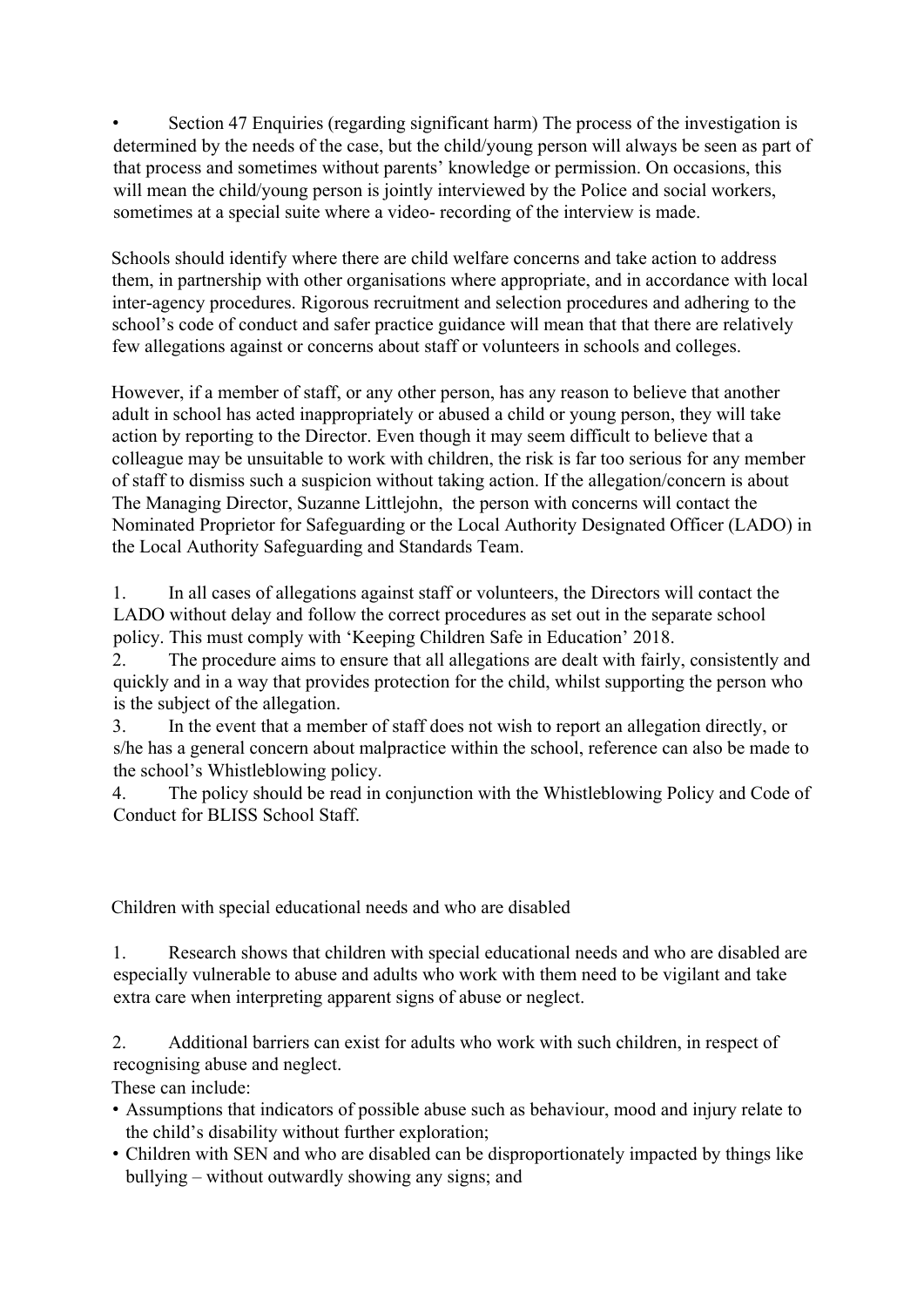- Section 47 Enquiries (regarding significant harm) The process of the investigation is determined by the needs of the case, but the child/young person will always be seen as part of that process and sometimes without parents' knowledge or permission. On occasions, this will mean the child/young person is jointly interviewed by the Police and social workers, sometimes at a special suite where a video- recording of the interview is made.

Schools should identify where there are child welfare concerns and take action to address them, in partnership with other organisations where appropriate, and in accordance with local inter-agency procedures. Rigorous recruitment and selection procedures and adhering to the school's code of conduct and safer practice guidance will mean that that there are relatively few allegations against or concerns about staff or volunteers in schools and colleges.

However, if a member of staff, or any other person, has any reason to believe that another adult in school has acted inappropriately or abused a child or young person, they will take action by reporting to the Director. Even though it may seem difficult to believe that a colleague may be unsuitable to work with children, the risk is far too serious for any member of staff to dismiss such a suspicion without taking action. If the allegation/concern is about The Managing Director, Suzanne Littlejohn, the person with concerns will contact the Nominated Proprietor for Safeguarding or the Local Authority Designated Officer (LADO) in the Local Authority Safeguarding and Standards Team.

1. In all cases of allegations against staff or volunteers, the Directors will contact the LADO without delay and follow the correct procedures as set out in the separate school policy. This must comply with 'Keeping Children Safe in Education' 2018.
2. The procedure aims to ensure that all allegations are dealt with fairly, consistently and quickly and in a way that provides protection for the child, whilst supporting the person who is the subject of the allegation.
3. In the event that a member of staff does not wish to report an allegation directly, or s/he has a general concern about malpractice within the school, reference can also be made to the school's Whistleblowing policy.
4. The policy should be read in conjunction with the Whistleblowing Policy and Code of Conduct for BLISS School Staff.

Children with special educational needs and who are disabled

1. Research shows that children with special educational needs and who are disabled are especially vulnerable to abuse and adults who work with them need to be vigilant and take extra care when interpreting apparent signs of abuse or neglect.

2. Additional barriers can exist for adults who work with such children, in respect of recognising abuse and neglect.

These can include:

- Assumptions that indicators of possible abuse such as behaviour, mood and injury relate to the child's disability without further exploration;
- Children with SEN and who are disabled can be disproportionately impacted by things like bullying – without outwardly showing any signs; and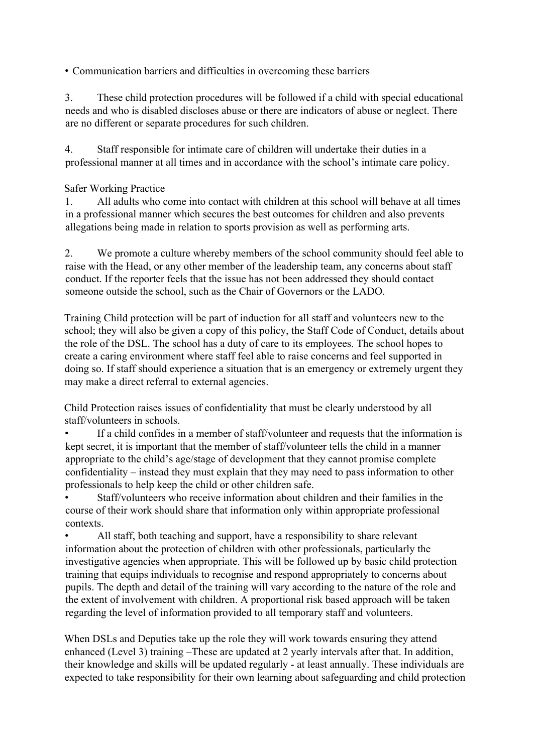- Communication barriers and difficulties in overcoming these barriers

3. These child protection procedures will be followed if a child with special educational needs and who is disabled discloses abuse or there are indicators of abuse or neglect. There are no different or separate procedures for such children.

4. Staff responsible for intimate care of children will undertake their duties in a professional manner at all times and in accordance with the school's intimate care policy.

Safer Working Practice

1. All adults who come into contact with children at this school will behave at all times in a professional manner which secures the best outcomes for children and also prevents allegations being made in relation to sports provision as well as performing arts.

2. We promote a culture whereby members of the school community should feel able to raise with the Head, or any other member of the leadership team, any concerns about staff conduct. If the reporter feels that the issue has not been addressed they should contact someone outside the school, such as the Chair of Governors or the LADO.

Training Child protection will be part of induction for all staff and volunteers new to the school; they will also be given a copy of this policy, the Staff Code of Conduct, details about the role of the DSL. The school has a duty of care to its employees. The school hopes to create a caring environment where staff feel able to raise concerns and feel supported in doing so. If staff should experience a situation that is an emergency or extremely urgent they may make a direct referral to external agencies.

Child Protection raises issues of confidentiality that must be clearly understood by all staff/volunteers in schools.

- If a child confides in a member of staff/volunteer and requests that the information is kept secret, it is important that the member of staff/volunteer tells the child in a manner appropriate to the child's age/stage of development that they cannot promise complete confidentiality – instead they must explain that they may need to pass information to other professionals to help keep the child or other children safe.
- Staff/volunteers who receive information about children and their families in the course of their work should share that information only within appropriate professional contexts.
- All staff, both teaching and support, have a responsibility to share relevant information about the protection of children with other professionals, particularly the investigative agencies when appropriate. This will be followed up by basic child protection training that equips individuals to recognise and respond appropriately to concerns about pupils. The depth and detail of the training will vary according to the nature of the role and the extent of involvement with children. A proportional risk based approach will be taken regarding the level of information provided to all temporary staff and volunteers.

When DSLs and Deputies take up the role they will work towards ensuring they attend enhanced (Level 3) training –These are updated at 2 yearly intervals after that. In addition, their knowledge and skills will be updated regularly - at least annually. These individuals are expected to take responsibility for their own learning about safeguarding and child protection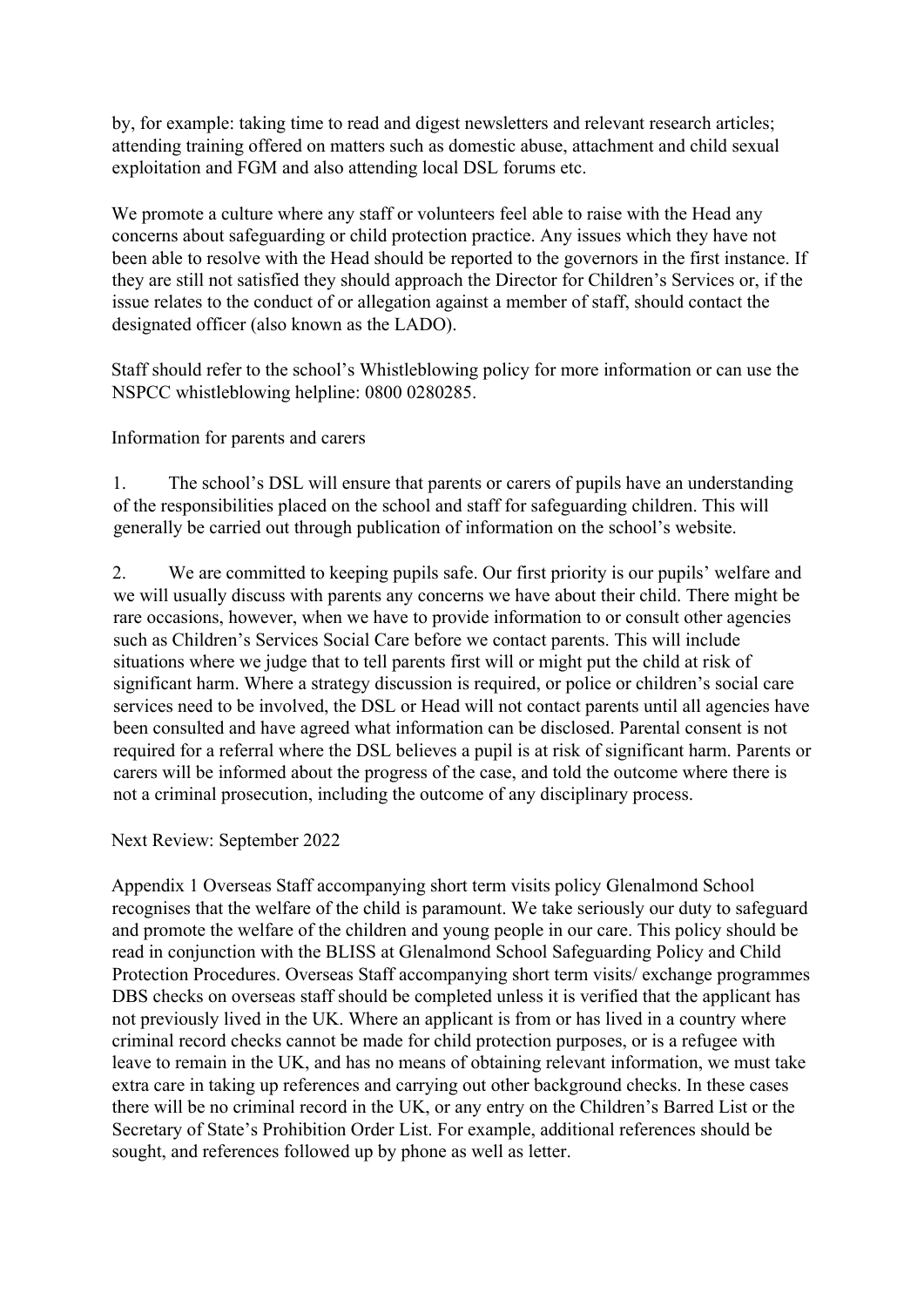by, for example: taking time to read and digest newsletters and relevant research articles; attending training offered on matters such as domestic abuse, attachment and child sexual exploitation and FGM and also attending local DSL forums etc.

We promote a culture where any staff or volunteers feel able to raise with the Head any concerns about safeguarding or child protection practice. Any issues which they have not been able to resolve with the Head should be reported to the governors in the first instance. If they are still not satisfied they should approach the Director for Children's Services or, if the issue relates to the conduct of or allegation against a member of staff, should contact the designated officer (also known as the LADO).

Staff should refer to the school's Whistleblowing policy for more information or can use the NSPCC whistleblowing helpline: 0800 0280285.

Information for parents and carers

1. The school's DSL will ensure that parents or carers of pupils have an understanding of the responsibilities placed on the school and staff for safeguarding children. This will generally be carried out through publication of information on the school's website.

2. We are committed to keeping pupils safe. Our first priority is our pupils' welfare and we will usually discuss with parents any concerns we have about their child. There might be rare occasions, however, when we have to provide information to or consult other agencies such as Children's Services Social Care before we contact parents. This will include situations where we judge that to tell parents first will or might put the child at risk of significant harm. Where a strategy discussion is required, or police or children's social care services need to be involved, the DSL or Head will not contact parents until all agencies have been consulted and have agreed what information can be disclosed. Parental consent is not required for a referral where the DSL believes a pupil is at risk of significant harm. Parents or carers will be informed about the progress of the case, and told the outcome where there is not a criminal prosecution, including the outcome of any disciplinary process.

Next Review: September 2022

Appendix 1 Overseas Staff accompanying short term visits policy Glenalmond School recognises that the welfare of the child is paramount. We take seriously our duty to safeguard and promote the welfare of the children and young people in our care. This policy should be read in conjunction with the BLISS at Glenalmond School Safeguarding Policy and Child Protection Procedures. Overseas Staff accompanying short term visits/ exchange programmes DBS checks on overseas staff should be completed unless it is verified that the applicant has not previously lived in the UK. Where an applicant is from or has lived in a country where criminal record checks cannot be made for child protection purposes, or is a refugee with leave to remain in the UK, and has no means of obtaining relevant information, we must take extra care in taking up references and carrying out other background checks. In these cases there will be no criminal record in the UK, or any entry on the Children's Barred List or the Secretary of State's Prohibition Order List. For example, additional references should be sought, and references followed up by phone as well as letter.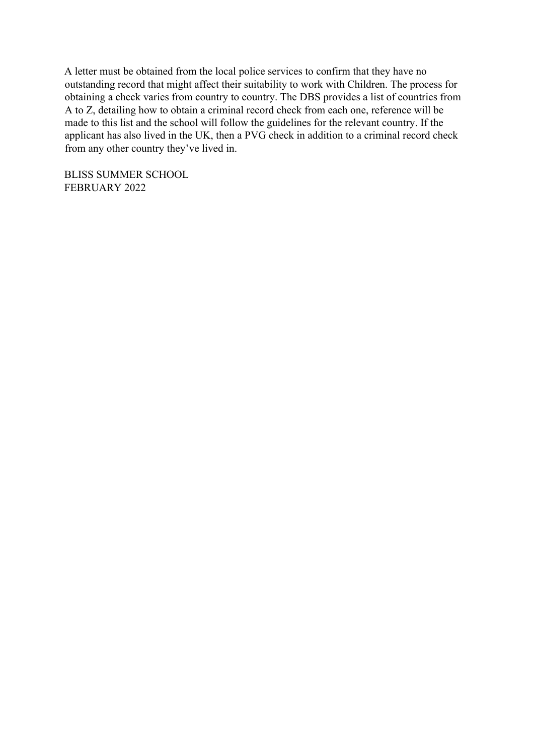A letter must be obtained from the local police services to confirm that they have no outstanding record that might affect their suitability to work with Children. The process for obtaining a check varies from country to country. The DBS provides a list of countries from A to Z, detailing how to obtain a criminal record check from each one, reference will be made to this list and the school will follow the guidelines for the relevant country. If the applicant has also lived in the UK, then a PVG check in addition to a criminal record check from any other country they've lived in.

BLISS SUMMER SCHOOL
FEBRUARY 2022